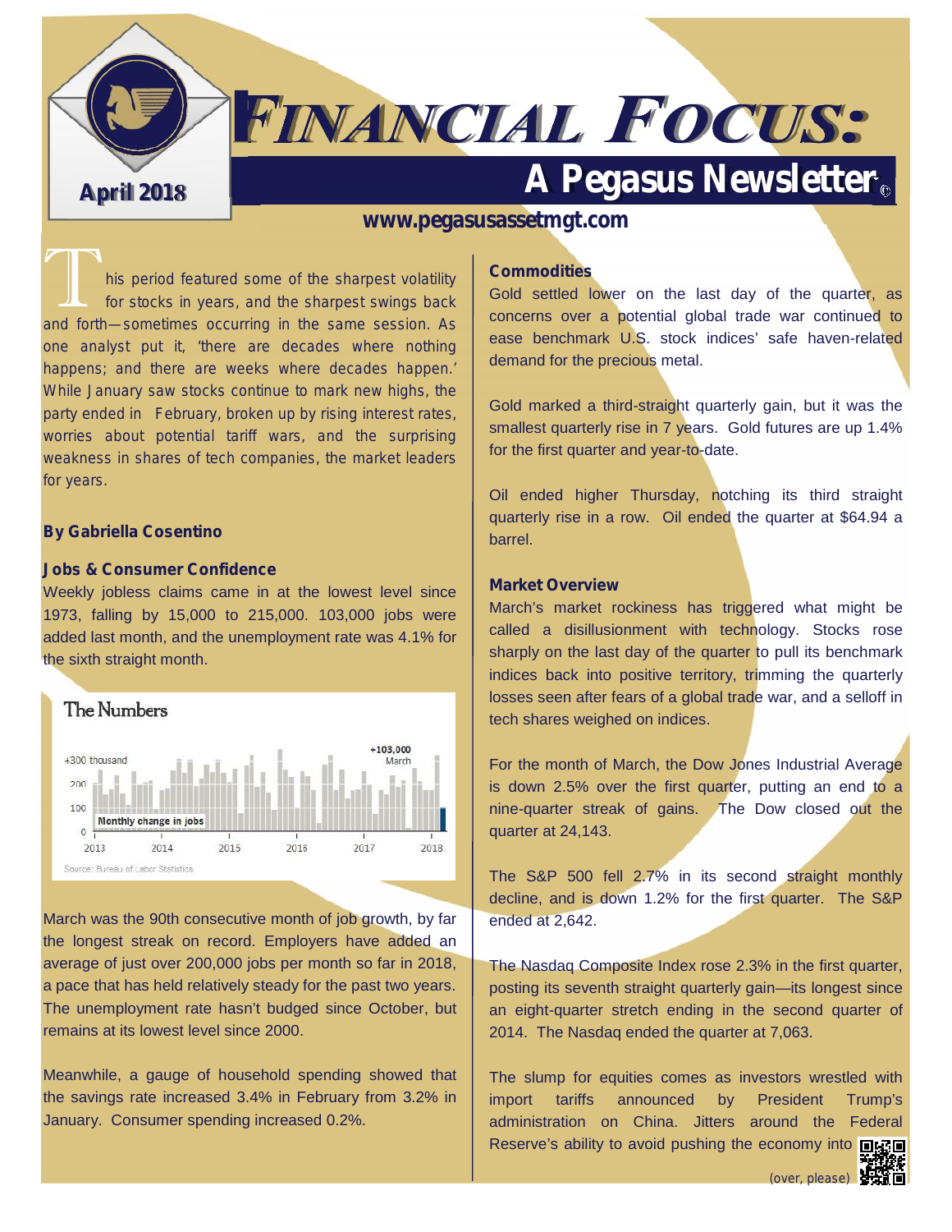# FINANCIAL FOCUS:

## A Pegasus Newsletter©

April 2018

www.pegasusassetmgt.com

This period featured some of the sharpest volatility for stocks in years, and the sharpest swings back and forth—sometimes occurring in the same session. As one analyst put it, 'there are decades where nothing happens; and there are weeks where decades happen.' While January saw stocks continue to mark new highs, the party ended in February, broken up by rising interest rates, worries about potential tariff wars, and the surprising weakness in shares of tech companies, the market leaders for years.

**By Gabriella Cosentino**

### Jobs & Consumer Confidence

Weekly jobless claims came in at the lowest level since 1973, falling by 15,000 to 215,000. 103,000 jobs were added last month, and the unemployment rate was 4.1% for the sixth straight month.

The Numbers

+300 thousand; 200; 100; 0 — Monthly change in jobs — +103,000 March — 2013, 2014, 2015, 2016, 2017, 2018

Source: Bureau of Labor Statistics

March was the 90th consecutive month of job growth, by far the longest streak on record. Employers have added an average of just over 200,000 jobs per month so far in 2018, a pace that has held relatively steady for the past two years. The unemployment rate hasn't budged since October, but remains at its lowest level since 2000.

Meanwhile, a gauge of household spending showed that the savings rate increased 3.4% in February from 3.2% in January. Consumer spending increased 0.2%.

### Commodities

Gold settled lower on the last day of the quarter, as concerns over a potential global trade war continued to ease benchmark U.S. stock indices' safe haven-related demand for the precious metal.

Gold marked a third-straight quarterly gain, but it was the smallest quarterly rise in 7 years. Gold futures are up 1.4% for the first quarter and year-to-date.

Oil ended higher Thursday, notching its third straight quarterly rise in a row. Oil ended the quarter at $64.94 a barrel.

### Market Overview

March's market rockiness has triggered what might be called a disillusionment with technology. Stocks rose sharply on the last day of the quarter to pull its benchmark indices back into positive territory, trimming the quarterly losses seen after fears of a global trade war, and a selloff in tech shares weighed on indices.

For the month of March, the Dow Jones Industrial Average is down 2.5% over the first quarter, putting an end to a nine-quarter streak of gains. The Dow closed out the quarter at 24,143.

The S&P 500 fell 2.7% in its second straight monthly decline, and is down 1.2% for the first quarter. The S&P ended at 2,642.

The Nasdaq Composite Index rose 2.3% in the first quarter, posting its seventh straight quarterly gain—its longest since an eight-quarter stretch ending in the second quarter of 2014. The Nasdaq ended the quarter at 7,063.

The slump for equities comes as investors wrestled with import tariffs announced by President Trump's administration on China. Jitters around the Federal Reserve's ability to avoid pushing the economy into

(over, please)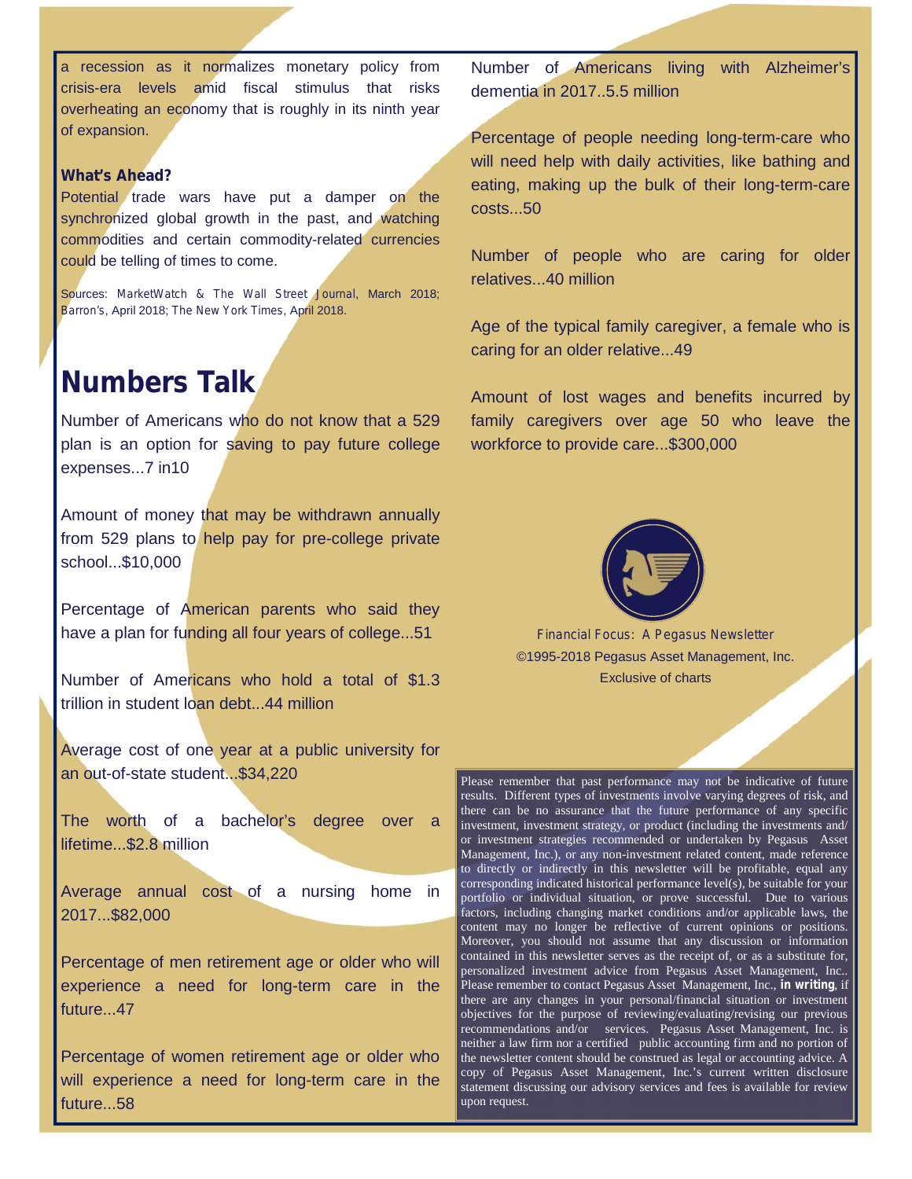a recession as it normalizes monetary policy from crisis-era levels amid fiscal stimulus that risks overheating an economy that is roughly in its ninth year of expansion.

**What's Ahead?**

Potential trade wars have put a damper on the synchronized global growth in the past, and watching commodities and certain commodity-related currencies could be telling of times to come.

Sources: MarketWatch & The Wall Street Journal, March 2018; Barron's, April 2018; The New York Times, April 2018.

# Numbers Talk

Number of Americans who do not know that a 529 plan is an option for saving to pay future college expenses...7 in10

Amount of money that may be withdrawn annually from 529 plans to help pay for pre-college private school...$10,000

Percentage of American parents who said they have a plan for funding all four years of college...51

Number of Americans who hold a total of $1.3 trillion in student loan debt...44 million

Average cost of one year at a public university for an out-of-state student...$34,220

The worth of a bachelor's degree over a lifetime...$2.8 million

Average annual cost of a nursing home in 2017...$82,000

Percentage of men retirement age or older who will experience a need for long-term care in the future...47

Percentage of women retirement age or older who will experience a need for long-term care in the future...58

Number of Americans living with Alzheimer's dementia in 2017..5.5 million

Percentage of people needing long-term-care who will need help with daily activities, like bathing and eating, making up the bulk of their long-term-care costs...50

Number of people who are caring for older relatives...40 million

Age of the typical family caregiver, a female who is caring for an older relative...49

Amount of lost wages and benefits incurred by family caregivers over age 50 who leave the workforce to provide care...$300,000

Financial Focus: A Pegasus Newsletter
©1995-2018 Pegasus Asset Management, Inc.
Exclusive of charts

Please remember that past performance may not be indicative of future results. Different types of investments involve varying degrees of risk, and there can be no assurance that the future performance of any specific investment, investment strategy, or product (including the investments and/or investment strategies recommended or undertaken by Pegasus Asset Management, Inc.), or any non-investment related content, made reference to directly or indirectly in this newsletter will be profitable, equal any corresponding indicated historical performance level(s), be suitable for your portfolio or individual situation, or prove successful. Due to various factors, including changing market conditions and/or applicable laws, the content may no longer be reflective of current opinions or positions. Moreover, you should not assume that any discussion or information contained in this newsletter serves as the receipt of, or as a substitute for, personalized investment advice from Pegasus Asset Management, Inc.. Please remember to contact Pegasus Asset Management, Inc., **in writing**, if there are any changes in your personal/financial situation or investment objectives for the purpose of reviewing/evaluating/revising our previous recommendations and/or services. Pegasus Asset Management, Inc. is neither a law firm nor a certified public accounting firm and no portion of the newsletter content should be construed as legal or accounting advice. A copy of Pegasus Asset Management, Inc.'s current written disclosure statement discussing our advisory services and fees is available for review upon request.